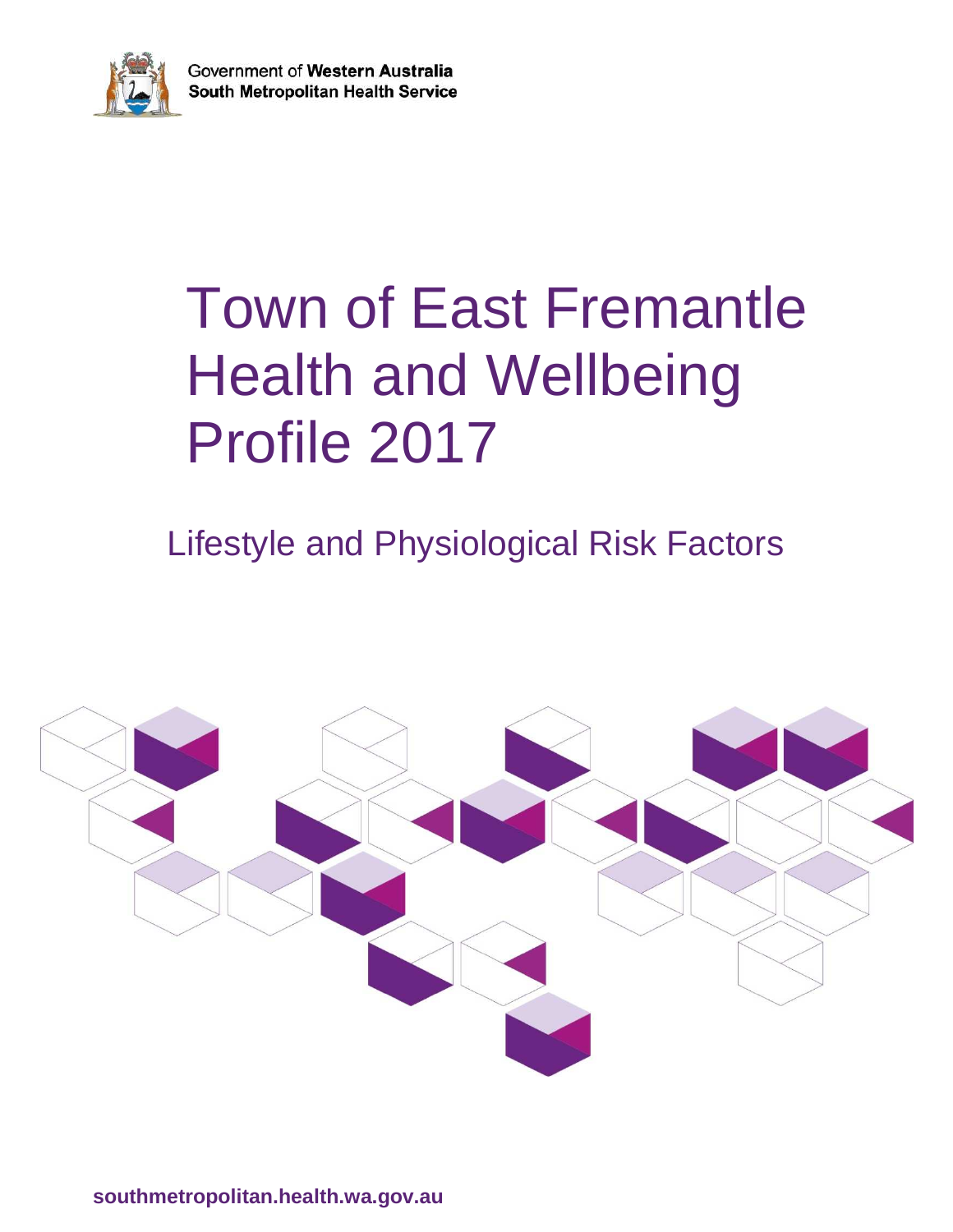Government of **Western Australia**
**South Metropolitan Health Service**

# Town of East Fremantle Health and Wellbeing Profile 2017

## Lifestyle and Physiological Risk Factors

**southmetropolitan.health.wa.gov.au**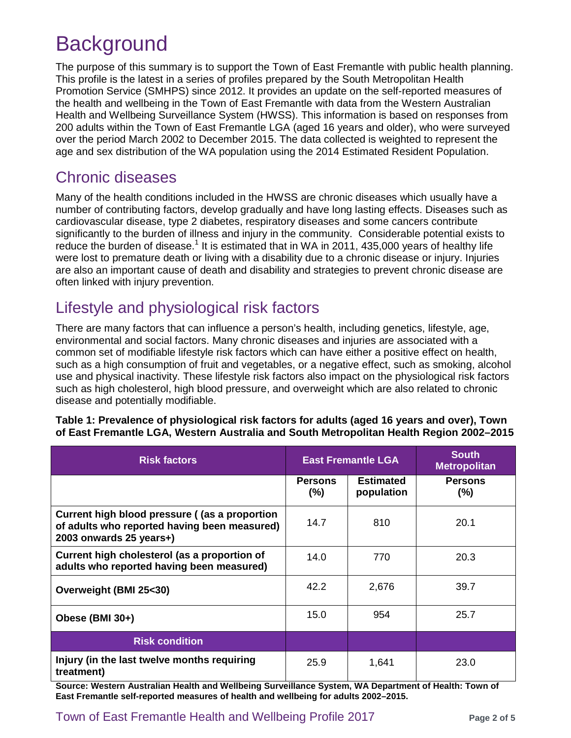# Background

The purpose of this summary is to support the Town of East Fremantle with public health planning. This profile is the latest in a series of profiles prepared by the South Metropolitan Health Promotion Service (SMHPS) since 2012. It provides an update on the self-reported measures of the health and wellbeing in the Town of East Fremantle with data from the Western Australian Health and Wellbeing Surveillance System (HWSS). This information is based on responses from 200 adults within the Town of East Fremantle LGA (aged 16 years and older), who were surveyed over the period March 2002 to December 2015. The data collected is weighted to represent the age and sex distribution of the WA population using the 2014 Estimated Resident Population.

## Chronic diseases

Many of the health conditions included in the HWSS are chronic diseases which usually have a number of contributing factors, develop gradually and have long lasting effects. Diseases such as cardiovascular disease, type 2 diabetes, respiratory diseases and some cancers contribute significantly to the burden of illness and injury in the community. Considerable potential exists to reduce the burden of disease.[1] It is estimated that in WA in 2011, 435,000 years of healthy life were lost to premature death or living with a disability due to a chronic disease or injury. Injuries are also an important cause of death and disability and strategies to prevent chronic disease are often linked with injury prevention.

## Lifestyle and physiological risk factors

There are many factors that can influence a person's health, including genetics, lifestyle, age, environmental and social factors. Many chronic diseases and injuries are associated with a common set of modifiable lifestyle risk factors which can have either a positive effect on health, such as a high consumption of fruit and vegetables, or a negative effect, such as smoking, alcohol use and physical inactivity. These lifestyle risk factors also impact on the physiological risk factors such as high cholesterol, high blood pressure, and overweight which are also related to chronic disease and potentially modifiable.

**Table 1: Prevalence of physiological risk factors for adults (aged 16 years and over), Town of East Fremantle LGA, Western Australia and South Metropolitan Health Region 2002–2015**

| Risk factors | East Fremantle LGA | | South Metropolitan |
|---|---|---|---|
| | Persons (%) | Estimated population | Persons (%) |
| Current high blood pressure ( (as a proportion of adults who reported having been measured) 2003 onwards 25 years+) | 14.7 | 810 | 20.1 |
| Current high cholesterol (as a proportion of adults who reported having been measured) | 14.0 | 770 | 20.3 |
| Overweight (BMI 25<30) | 42.2 | 2,676 | 39.7 |
| Obese (BMI 30+) | 15.0 | 954 | 25.7 |
| **Risk condition** | | | |
| Injury (in the last twelve months requiring treatment) | 25.9 | 1,641 | 23.0 |

**Source: Western Australian Health and Wellbeing Surveillance System, WA Department of Health: Town of East Fremantle self-reported measures of health and wellbeing for adults 2002–2015.**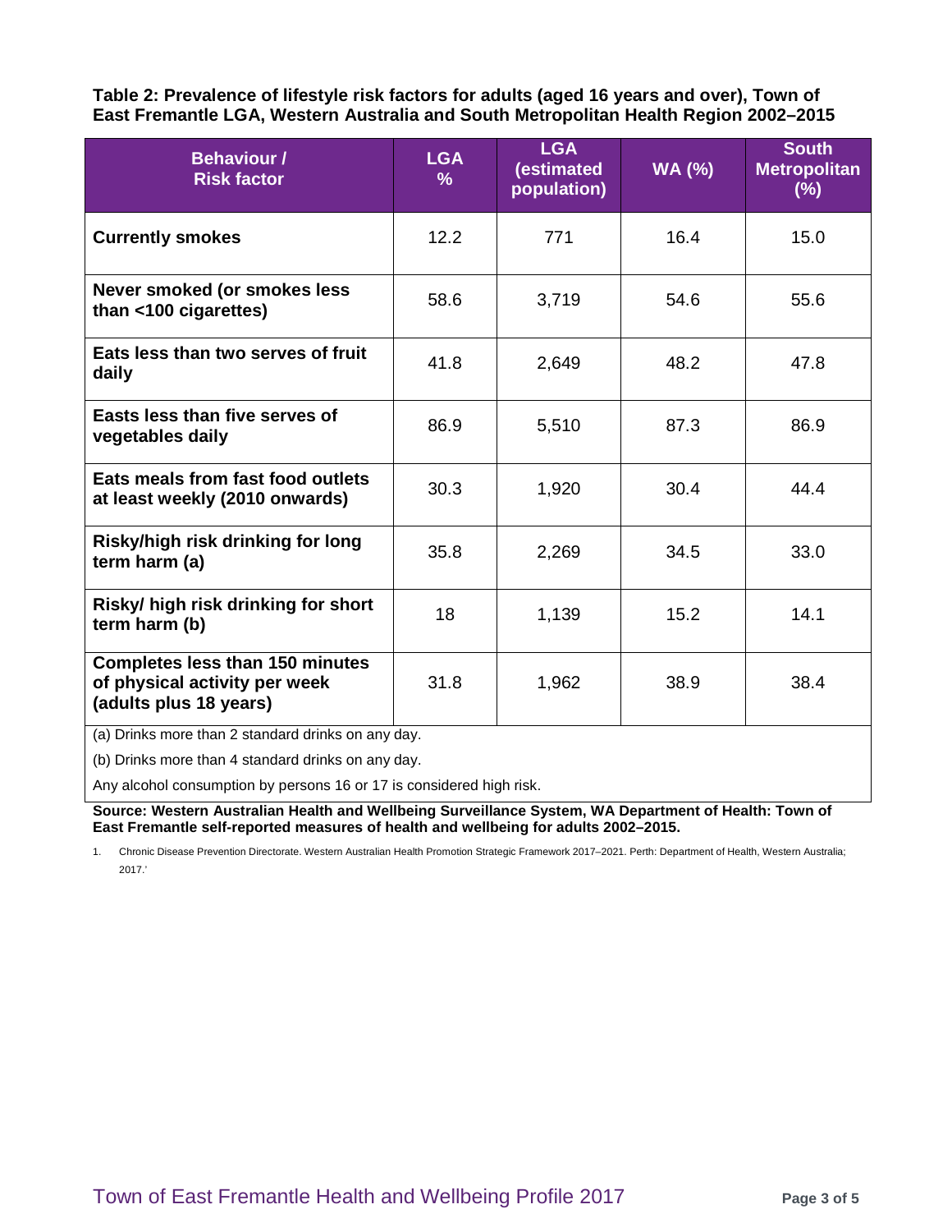**Table 2: Prevalence of lifestyle risk factors for adults (aged 16 years and over), Town of East Fremantle LGA, Western Australia and South Metropolitan Health Region 2002–2015**

| Behaviour / Risk factor | LGA % | LGA (estimated population) | WA (%) | South Metropolitan (%) |
|---|---|---|---|---|
| **Currently smokes** | 12.2 | 771 | 16.4 | 15.0 |
| **Never smoked (or smokes less than <100 cigarettes)** | 58.6 | 3,719 | 54.6 | 55.6 |
| **Eats less than two serves of fruit daily** | 41.8 | 2,649 | 48.2 | 47.8 |
| **Easts less than five serves of vegetables daily** | 86.9 | 5,510 | 87.3 | 86.9 |
| **Eats meals from fast food outlets at least weekly (2010 onwards)** | 30.3 | 1,920 | 30.4 | 44.4 |
| **Risky/high risk drinking for long term harm (a)** | 35.8 | 2,269 | 34.5 | 33.0 |
| **Risky/ high risk drinking for short term harm (b)** | 18 | 1,139 | 15.2 | 14.1 |
| **Completes less than 150 minutes of physical activity per week (adults plus 18 years)** | 31.8 | 1,962 | 38.9 | 38.4 |

(a) Drinks more than 2 standard drinks on any day.

(b) Drinks more than 4 standard drinks on any day.

Any alcohol consumption by persons 16 or 17 is considered high risk.

**Source: Western Australian Health and Wellbeing Surveillance System, WA Department of Health: Town of East Fremantle self-reported measures of health and wellbeing for adults 2002–2015.**

1. Chronic Disease Prevention Directorate. Western Australian Health Promotion Strategic Framework 2017–2021. Perth: Department of Health, Western Australia; 2017.'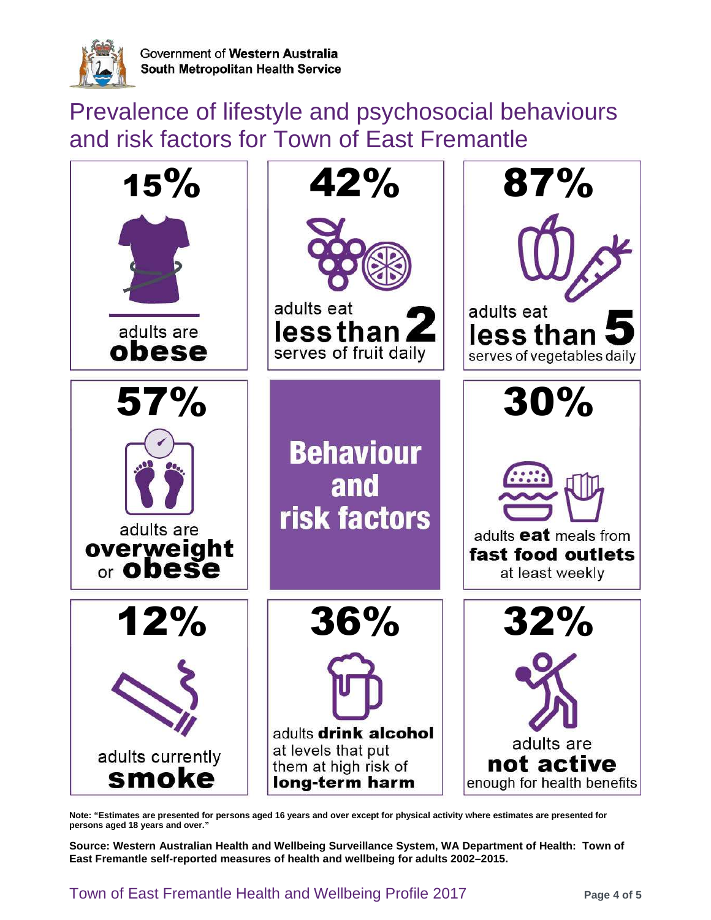Government of **Western Australia**
**South Metropolitan Health Service**

# Prevalence of lifestyle and psychosocial behaviours and risk factors for Town of East Fremantle

## Behaviour and risk factors

**15%** adults are **obese**

**42%** adults eat **less than 2** serves of fruit daily

**87%** adults eat **less than 5** serves of vegetables daily

**57%** adults are **overweight** or **obese**

**30%** adults **eat** meals from **fast food outlets** at least weekly

**12%** adults currently **smoke**

**36%** adults **drink alcohol** at levels that put them at high risk of **long-term harm**

**32%** adults are **not active** enough for health benefits

**Note: "Estimates are presented for persons aged 16 years and over except for physical activity where estimates are presented for persons aged 18 years and over."**

**Source: Western Australian Health and Wellbeing Surveillance System, WA Department of Health: Town of East Fremantle self-reported measures of health and wellbeing for adults 2002–2015.**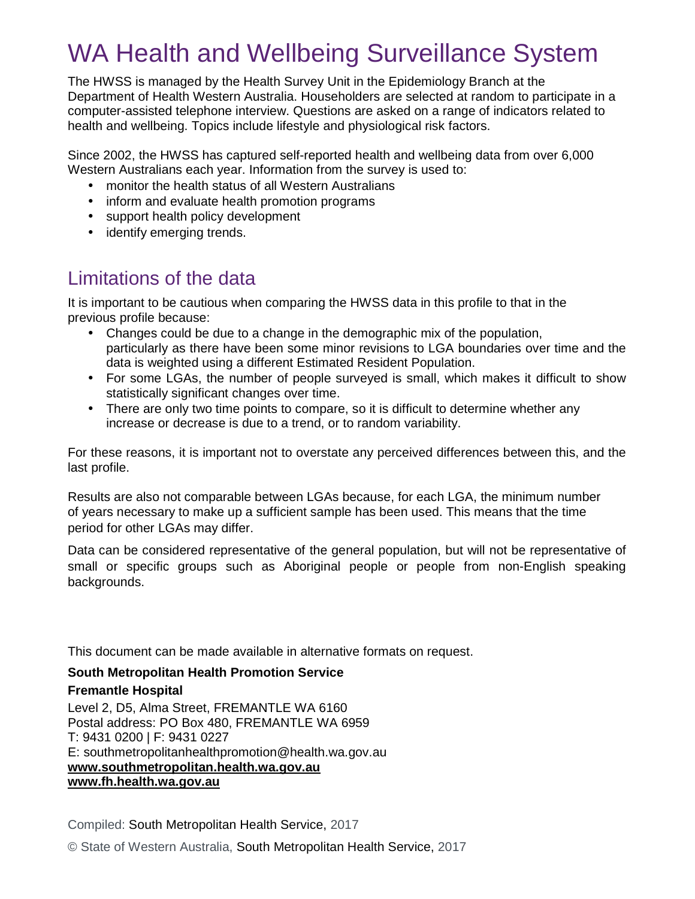# WA Health and Wellbeing Surveillance System

The HWSS is managed by the Health Survey Unit in the Epidemiology Branch at the Department of Health Western Australia. Householders are selected at random to participate in a computer-assisted telephone interview. Questions are asked on a range of indicators related to health and wellbeing. Topics include lifestyle and physiological risk factors.

Since 2002, the HWSS has captured self-reported health and wellbeing data from over 6,000 Western Australians each year. Information from the survey is used to:

- monitor the health status of all Western Australians
- inform and evaluate health promotion programs
- support health policy development
- identify emerging trends.

## Limitations of the data

It is important to be cautious when comparing the HWSS data in this profile to that in the previous profile because:

- Changes could be due to a change in the demographic mix of the population, particularly as there have been some minor revisions to LGA boundaries over time and the data is weighted using a different Estimated Resident Population.
- For some LGAs, the number of people surveyed is small, which makes it difficult to show statistically significant changes over time.
- There are only two time points to compare, so it is difficult to determine whether any increase or decrease is due to a trend, or to random variability.

For these reasons, it is important not to overstate any perceived differences between this, and the last profile.

Results are also not comparable between LGAs because, for each LGA, the minimum number of years necessary to make up a sufficient sample has been used. This means that the time period for other LGAs may differ.

Data can be considered representative of the general population, but will not be representative of small or specific groups such as Aboriginal people or people from non-English speaking backgrounds.

This document can be made available in alternative formats on request.

**South Metropolitan Health Promotion Service**

**Fremantle Hospital**

Level 2, D5, Alma Street, FREMANTLE WA 6160
Postal address: PO Box 480, FREMANTLE WA 6959
T: 9431 0200 | F: 9431 0227
E: southmetropolitanhealthpromotion@health.wa.gov.au
**www.southmetropolitan.health.wa.gov.au**
**www.fh.health.wa.gov.au**

Compiled: South Metropolitan Health Service, 2017

© State of Western Australia, South Metropolitan Health Service, 2017